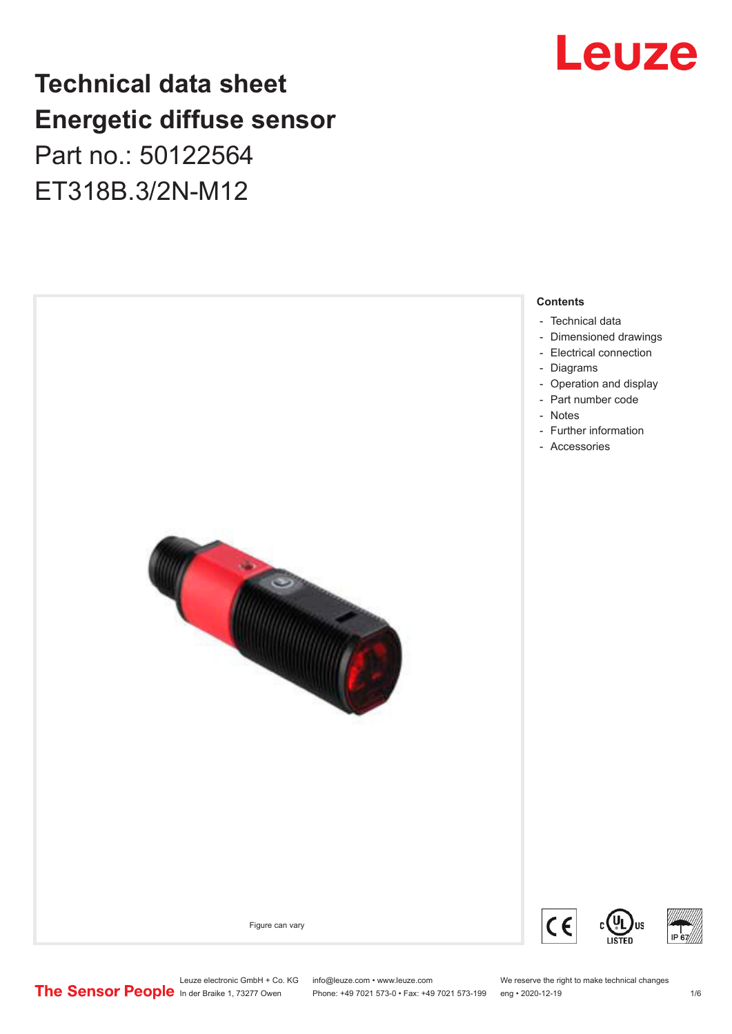# Technical data sheet
# Energetic diffuse sensor

Part no.: 50122564

ET318B.3/2N-M12

Figure can vary

**Contents**

- Technical data
- Dimensioned drawings
- Electrical connection
- Diagrams
- Operation and display
- Part number code
- Notes
- Further information
- Accessories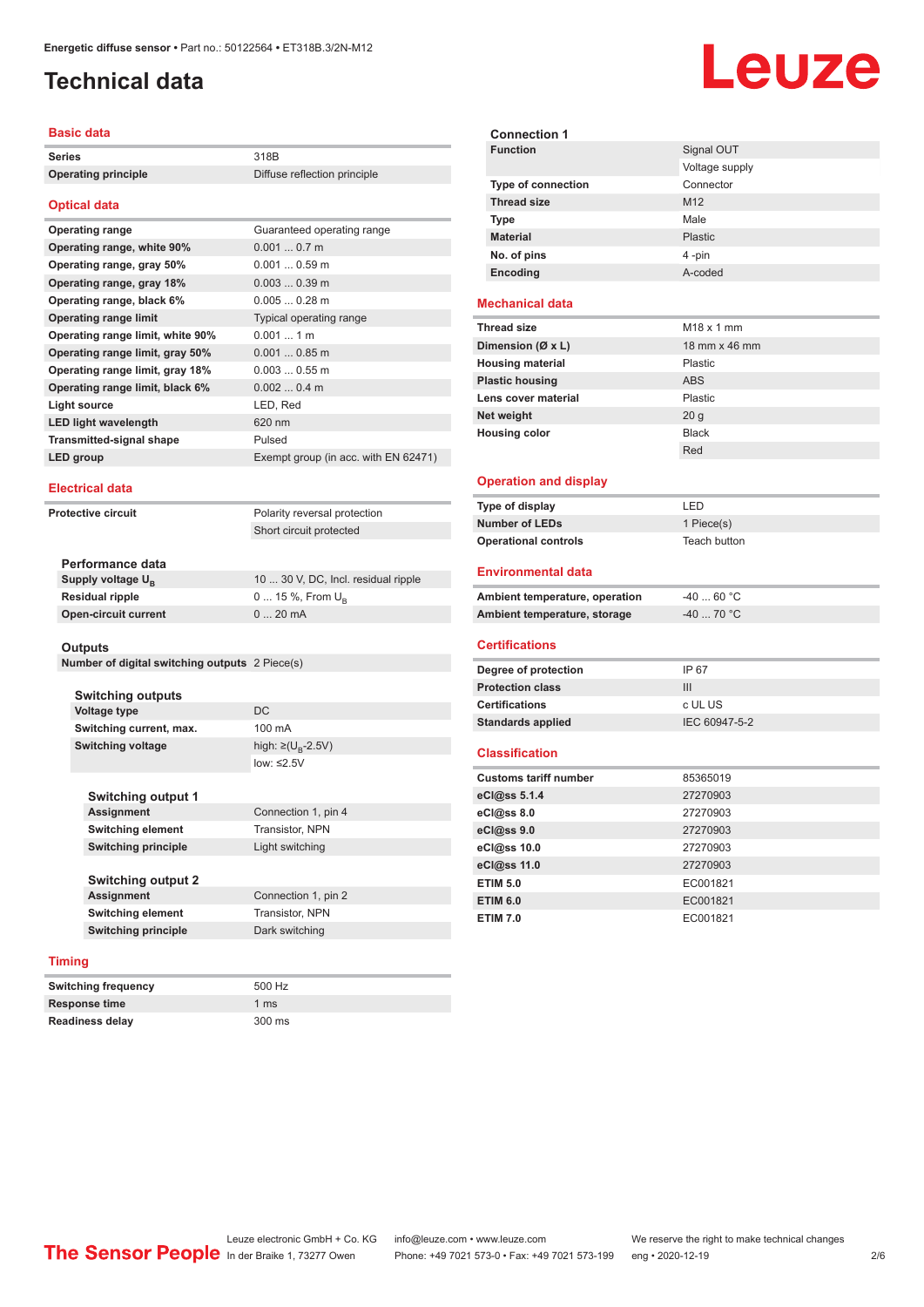# Technical data

## Basic data

| | |
|---|---|
| **Series** | 318B |
| **Operating principle** | Diffuse reflection principle |

## Optical data

| | |
|---|---|
| **Operating range** | Guaranteed operating range |
| **Operating range, white 90%** | 0.001 ... 0.7 m |
| **Operating range, gray 50%** | 0.001 ... 0.59 m |
| **Operating range, gray 18%** | 0.003 ... 0.39 m |
| **Operating range, black 6%** | 0.005 ... 0.28 m |
| **Operating range limit** | Typical operating range |
| **Operating range limit, white 90%** | 0.001 ... 1 m |
| **Operating range limit, gray 50%** | 0.001 ... 0.85 m |
| **Operating range limit, gray 18%** | 0.003 ... 0.55 m |
| **Operating range limit, black 6%** | 0.002 ... 0.4 m |
| **Light source** | LED, Red |
| **LED light wavelength** | 620 nm |
| **Transmitted-signal shape** | Pulsed |
| **LED group** | Exempt group (in acc. with EN 62471) |

## Electrical data

| | |
|---|---|
| **Protective circuit** | Polarity reversal protection |
| | Short circuit protected |

### Performance data

| | |
|---|---|
| **Supply voltage $U_B$** | 10 ... 30 V, DC, Incl. residual ripple |
| **Residual ripple** | 0 ... 15 %, From $U_B$ |
| **Open-circuit current** | 0 ... 20 mA |

### Outputs

| | |
|---|---|
| **Number of digital switching outputs** | 2 Piece(s) |

#### Switching outputs

| | |
|---|---|
| **Voltage type** | DC |
| **Switching current, max.** | 100 mA |
| **Switching voltage** | high: ≥($U_B$-2.5V) |
| | low: ≤2.5V |

#### Switching output 1

| | |
|---|---|
| **Assignment** | Connection 1, pin 4 |
| **Switching element** | Transistor, NPN |
| **Switching principle** | Light switching |

#### Switching output 2

| | |
|---|---|
| **Assignment** | Connection 1, pin 2 |
| **Switching element** | Transistor, NPN |
| **Switching principle** | Dark switching |

## Timing

| | |
|---|---|
| **Switching frequency** | 500 Hz |
| **Response time** | 1 ms |
| **Readiness delay** | 300 ms |

### Connection 1

| | |
|---|---|
| **Function** | Signal OUT |
| | Voltage supply |
| **Type of connection** | Connector |
| **Thread size** | M12 |
| **Type** | Male |
| **Material** | Plastic |
| **No. of pins** | 4 -pin |
| **Encoding** | A-coded |

## Mechanical data

| | |
|---|---|
| **Thread size** | M18 x 1 mm |
| **Dimension (Ø x L)** | 18 mm x 46 mm |
| **Housing material** | Plastic |
| **Plastic housing** | ABS |
| **Lens cover material** | Plastic |
| **Net weight** | 20 g |
| **Housing color** | Black |
| | Red |

## Operation and display

| | |
|---|---|
| **Type of display** | LED |
| **Number of LEDs** | 1 Piece(s) |
| **Operational controls** | Teach button |

## Environmental data

| | |
|---|---|
| **Ambient temperature, operation** | -40 ... 60 °C |
| **Ambient temperature, storage** | -40 ... 70 °C |

## Certifications

| | |
|---|---|
| **Degree of protection** | IP 67 |
| **Protection class** | III |
| **Certifications** | c UL US |
| **Standards applied** | IEC 60947-5-2 |

## Classification

| | |
|---|---|
| **Customs tariff number** | 85365019 |
| **eCl@ss 5.1.4** | 27270903 |
| **eCl@ss 8.0** | 27270903 |
| **eCl@ss 9.0** | 27270903 |
| **eCl@ss 10.0** | 27270903 |
| **eCl@ss 11.0** | 27270903 |
| **ETIM 5.0** | EC001821 |
| **ETIM 6.0** | EC001821 |
| **ETIM 7.0** | EC001821 |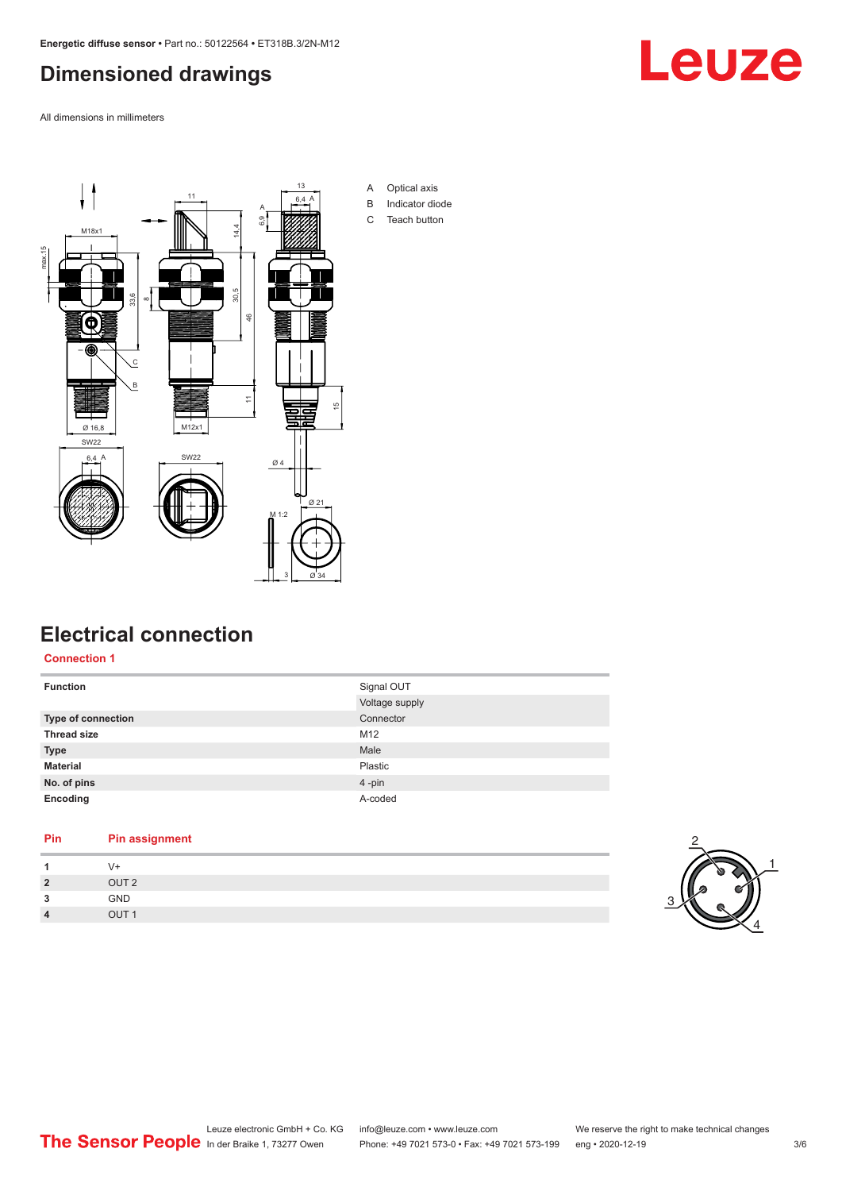## Dimensioned drawings

All dimensions in millimeters

A Optical axis
B Indicator diode
C Teach button

## Electrical connection

### Connection 1

| | |
|---|---|
| **Function** | Signal OUT |
| | Voltage supply |
| **Type of connection** | Connector |
| **Thread size** | M12 |
| **Type** | Male |
| **Material** | Plastic |
| **No. of pins** | 4 -pin |
| **Encoding** | A-coded |

| Pin | Pin assignment |
|---|---|
| **1** | V+ |
| **2** | OUT 2 |
| **3** | GND |
| **4** | OUT 1 |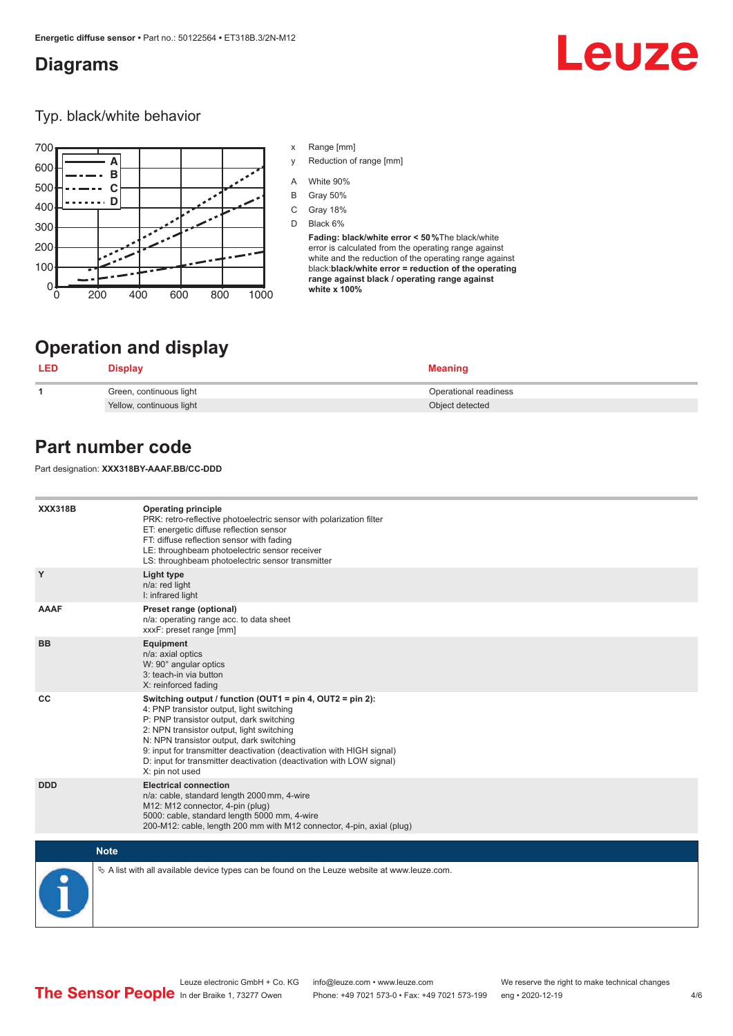## Diagrams

### Typ. black/white behavior

x Range [mm]

y Reduction of range [mm]

A White 90%

B Gray 50%

C Gray 18%

D Black 6%

**Fading: black/white error < 50 %**The black/white error is calculated from the operating range against white and the reduction of the operating range against black:**black/white error = reduction of the operating range against black / operating range against white x 100%**

## Operation and display

| LED | Display | Meaning |
|---|---|---|
| 1 | Green, continuous light | Operational readiness |
| | Yellow, continuous light | Object detected |

## Part number code

Part designation: **XXX318BY-AAAF.BB/CC-DDD**

| | |
|---|---|
| **XXX318B** | **Operating principle**<br>PRK: retro-reflective photoelectric sensor with polarization filter<br>ET: energetic diffuse reflection sensor<br>FT: diffuse reflection sensor with fading<br>LE: throughbeam photoelectric sensor receiver<br>LS: throughbeam photoelectric sensor transmitter |
| **Y** | **Light type**<br>n/a: red light<br>I: infrared light |
| **AAAF** | **Preset range (optional)**<br>n/a: operating range acc. to data sheet<br>xxxF: preset range [mm] |
| **BB** | **Equipment**<br>n/a: axial optics<br>W: 90° angular optics<br>3: teach-in via button<br>X: reinforced fading |
| **CC** | **Switching output / function (OUT1 = pin 4, OUT2 = pin 2):**<br>4: PNP transistor output, light switching<br>P: PNP transistor output, dark switching<br>2: NPN transistor output, light switching<br>N: NPN transistor output, dark switching<br>9: input for transmitter deactivation (deactivation with HIGH signal)<br>D: input for transmitter deactivation (deactivation with LOW signal)<br>X: pin not used |
| **DDD** | **Electrical connection**<br>n/a: cable, standard length 2000 mm, 4-wire<br>M12: M12 connector, 4-pin (plug)<br>5000: cable, standard length 5000 mm, 4-wire<br>200-M12: cable, length 200 mm with M12 connector, 4-pin, axial (plug) |

**Note**

↳ A list with all available device types can be found on the Leuze website at www.leuze.com.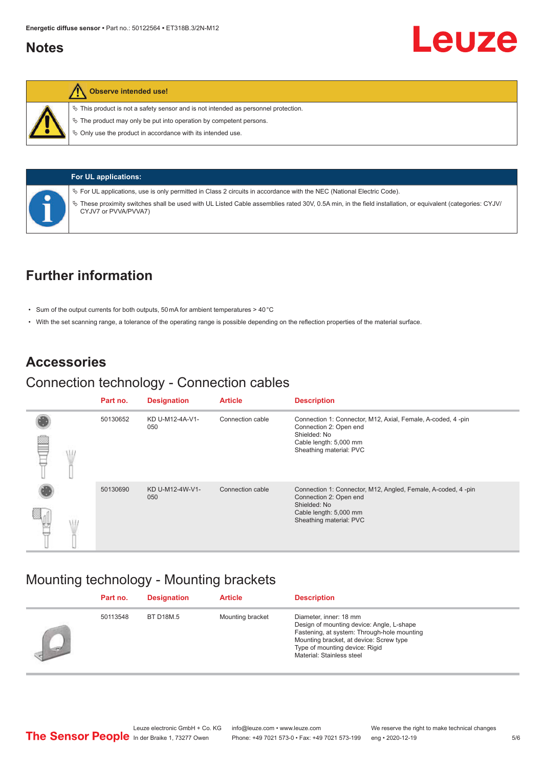# Notes

**Observe intended use!**

- This product is not a safety sensor and is not intended as personnel protection.
- The product may only be put into operation by competent persons.
- Only use the product in accordance with its intended use.

**For UL applications:**

- For UL applications, use is only permitted in Class 2 circuits in accordance with the NEC (National Electric Code).
- These proximity switches shall be used with UL Listed Cable assemblies rated 30V, 0.5A min, in the field installation, or equivalent (categories: CYJV/CYJV7 or PVVA/PVVA7)

# Further information

- Sum of the output currents for both outputs, 50 mA for ambient temperatures > 40 °C
- With the set scanning range, a tolerance of the operating range is possible depending on the reflection properties of the material surface.

# Accessories

## Connection technology - Connection cables

| Part no. | Designation | Article | Description |
|---|---|---|---|
| 50130652 | KD U-M12-4A-V1-050 | Connection cable | Connection 1: Connector, M12, Axial, Female, A-coded, 4 -pin<br>Connection 2: Open end<br>Shielded: No<br>Cable length: 5,000 mm<br>Sheathing material: PVC |
| 50130690 | KD U-M12-4W-V1-050 | Connection cable | Connection 1: Connector, M12, Angled, Female, A-coded, 4 -pin<br>Connection 2: Open end<br>Shielded: No<br>Cable length: 5,000 mm<br>Sheathing material: PVC |

## Mounting technology - Mounting brackets

| Part no. | Designation | Article | Description |
|---|---|---|---|
| 50113548 | BT D18M.5 | Mounting bracket | Diameter, inner: 18 mm<br>Design of mounting device: Angle, L-shape<br>Fastening, at system: Through-hole mounting<br>Mounting bracket, at device: Screw type<br>Type of mounting device: Rigid<br>Material: Stainless steel |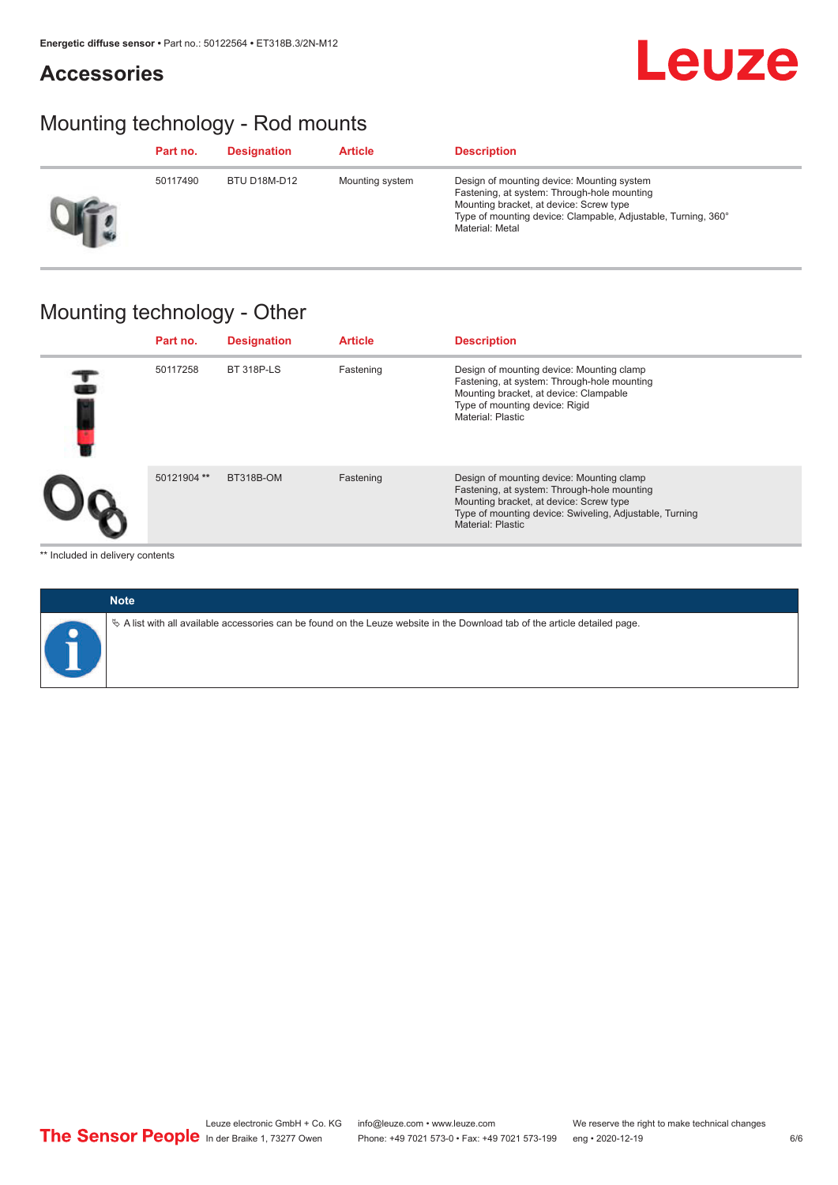## Accessories

# Mounting technology - Rod mounts

| | Part no. | Designation | Article | Description |
| --- | --- | --- | --- | --- |
| | 50117490 | BTU D18M-D12 | Mounting system | Design of mounting device: Mounting system<br>Fastening, at system: Through-hole mounting<br>Mounting bracket, at device: Screw type<br>Type of mounting device: Clampable, Adjustable, Turning, 360°<br>Material: Metal |

# Mounting technology - Other

| | Part no. | Designation | Article | Description |
| --- | --- | --- | --- | --- |
| | 50117258 | BT 318P-LS | Fastening | Design of mounting device: Mounting clamp<br>Fastening, at system: Through-hole mounting<br>Mounting bracket, at device: Clampable<br>Type of mounting device: Rigid<br>Material: Plastic |
| | 50121904 ** | BT318B-OM | Fastening | Design of mounting device: Mounting clamp<br>Fastening, at system: Through-hole mounting<br>Mounting bracket, at device: Screw type<br>Type of mounting device: Swiveling, Adjustable, Turning<br>Material: Plastic |

** Included in delivery contents

**Note**

↳ A list with all available accessories can be found on the Leuze website in the Download tab of the article detailed page.